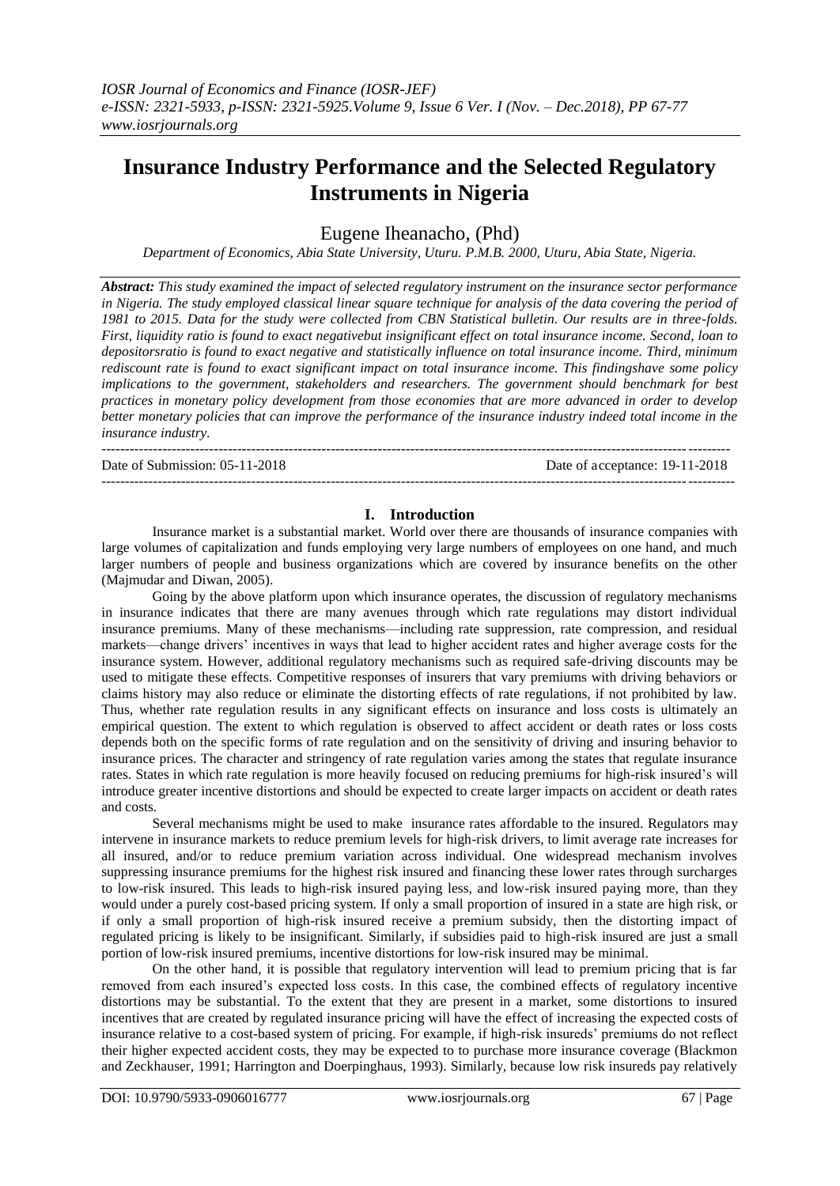# Insurance Industry Performance and the Selected Regulatory Instruments in Nigeria

Eugene Iheanacho, (Phd)

*Department of Economics, Abia State University, Uturu. P.M.B. 2000, Uturu, Abia State, Nigeria.*

***Abstract:*** *This study examined the impact of selected regulatory instrument on the insurance sector performance in Nigeria. The study employed classical linear square technique for analysis of the data covering the period of 1981 to 2015. Data for the study were collected from CBN Statistical bulletin. Our results are in three-folds. First, liquidity ratio is found to exact negativebut insignificant effect on total insurance income. Second, loan to depositorsratio is found to exact negative and statistically influence on total insurance income. Third, minimum rediscount rate is found to exact significant impact on total insurance income. This findingshave some policy implications to the government, stakeholders and researchers. The government should benchmark for best practices in monetary policy development from those economies that are more advanced in order to develop better monetary policies that can improve the performance of the insurance industry indeed total income in the insurance industry.*

---

Date of Submission: 05-11-2018 Date of acceptance: 19-11-2018

---

## I. Introduction

Insurance market is a substantial market. World over there are thousands of insurance companies with large volumes of capitalization and funds employing very large numbers of employees on one hand, and much larger numbers of people and business organizations which are covered by insurance benefits on the other (Majmudar and Diwan, 2005).

Going by the above platform upon which insurance operates, the discussion of regulatory mechanisms in insurance indicates that there are many avenues through which rate regulations may distort individual insurance premiums. Many of these mechanisms—including rate suppression, rate compression, and residual markets—change drivers' incentives in ways that lead to higher accident rates and higher average costs for the insurance system. However, additional regulatory mechanisms such as required safe-driving discounts may be used to mitigate these effects. Competitive responses of insurers that vary premiums with driving behaviors or claims history may also reduce or eliminate the distorting effects of rate regulations, if not prohibited by law. Thus, whether rate regulation results in any significant effects on insurance and loss costs is ultimately an empirical question. The extent to which regulation is observed to affect accident or death rates or loss costs depends both on the specific forms of rate regulation and on the sensitivity of driving and insuring behavior to insurance prices. The character and stringency of rate regulation varies among the states that regulate insurance rates. States in which rate regulation is more heavily focused on reducing premiums for high-risk insured's will introduce greater incentive distortions and should be expected to create larger impacts on accident or death rates and costs.

Several mechanisms might be used to make insurance rates affordable to the insured. Regulators may intervene in insurance markets to reduce premium levels for high-risk drivers, to limit average rate increases for all insured, and/or to reduce premium variation across individual. One widespread mechanism involves suppressing insurance premiums for the highest risk insured and financing these lower rates through surcharges to low-risk insured. This leads to high-risk insured paying less, and low-risk insured paying more, than they would under a purely cost-based pricing system. If only a small proportion of insured in a state are high risk, or if only a small proportion of high-risk insured receive a premium subsidy, then the distorting impact of regulated pricing is likely to be insignificant. Similarly, if subsidies paid to high-risk insured are just a small portion of low-risk insured premiums, incentive distortions for low-risk insured may be minimal.

On the other hand, it is possible that regulatory intervention will lead to premium pricing that is far removed from each insured's expected loss costs. In this case, the combined effects of regulatory incentive distortions may be substantial. To the extent that they are present in a market, some distortions to insured incentives that are created by regulated insurance pricing will have the effect of increasing the expected costs of insurance relative to a cost-based system of pricing. For example, if high-risk insureds' premiums do not reflect their higher expected accident costs, they may be expected to to purchase more insurance coverage (Blackmon and Zeckhauser, 1991; Harrington and Doerpinghaus, 1993). Similarly, because low risk insureds pay relatively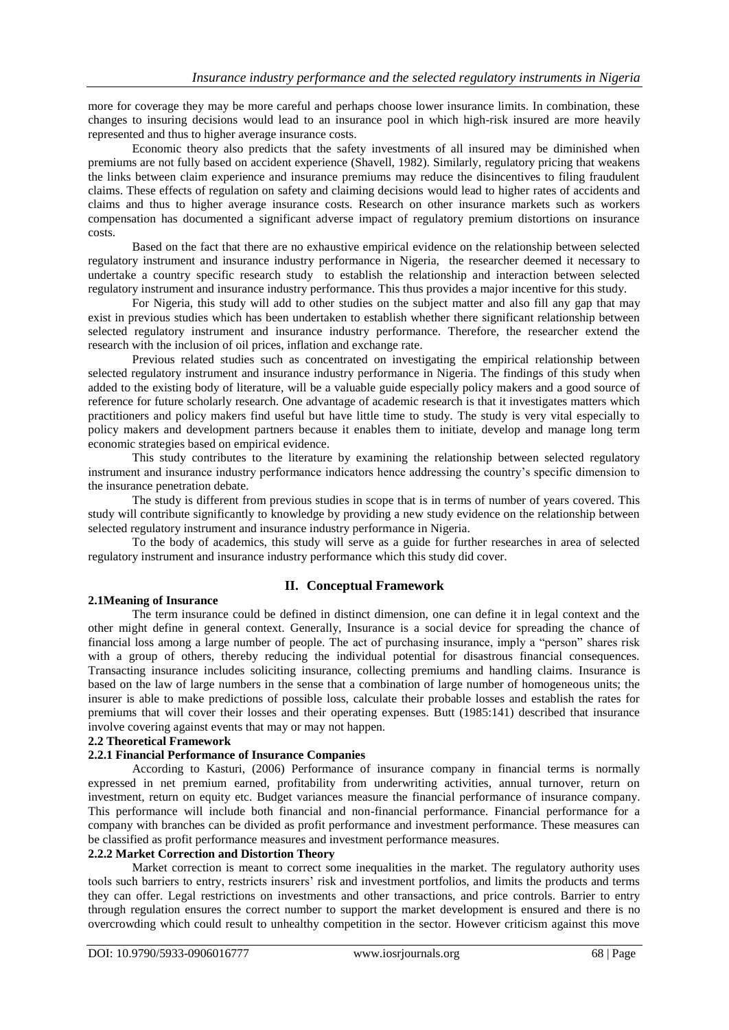more for coverage they may be more careful and perhaps choose lower insurance limits. In combination, these changes to insuring decisions would lead to an insurance pool in which high-risk insured are more heavily represented and thus to higher average insurance costs.

Economic theory also predicts that the safety investments of all insured may be diminished when premiums are not fully based on accident experience (Shavell, 1982). Similarly, regulatory pricing that weakens the links between claim experience and insurance premiums may reduce the disincentives to filing fraudulent claims. These effects of regulation on safety and claiming decisions would lead to higher rates of accidents and claims and thus to higher average insurance costs. Research on other insurance markets such as workers compensation has documented a significant adverse impact of regulatory premium distortions on insurance costs.

Based on the fact that there are no exhaustive empirical evidence on the relationship between selected regulatory instrument and insurance industry performance in Nigeria, the researcher deemed it necessary to undertake a country specific research study to establish the relationship and interaction between selected regulatory instrument and insurance industry performance. This thus provides a major incentive for this study.

For Nigeria, this study will add to other studies on the subject matter and also fill any gap that may exist in previous studies which has been undertaken to establish whether there significant relationship between selected regulatory instrument and insurance industry performance. Therefore, the researcher extend the research with the inclusion of oil prices, inflation and exchange rate.

Previous related studies such as concentrated on investigating the empirical relationship between selected regulatory instrument and insurance industry performance in Nigeria. The findings of this study when added to the existing body of literature, will be a valuable guide especially policy makers and a good source of reference for future scholarly research. One advantage of academic research is that it investigates matters which practitioners and policy makers find useful but have little time to study. The study is very vital especially to policy makers and development partners because it enables them to initiate, develop and manage long term economic strategies based on empirical evidence.

This study contributes to the literature by examining the relationship between selected regulatory instrument and insurance industry performance indicators hence addressing the country's specific dimension to the insurance penetration debate.

The study is different from previous studies in scope that is in terms of number of years covered. This study will contribute significantly to knowledge by providing a new study evidence on the relationship between selected regulatory instrument and insurance industry performance in Nigeria.

To the body of academics, this study will serve as a guide for further researches in area of selected regulatory instrument and insurance industry performance which this study did cover.

## II. Conceptual Framework

### 2.1Meaning of Insurance

The term insurance could be defined in distinct dimension, one can define it in legal context and the other might define in general context. Generally, Insurance is a social device for spreading the chance of financial loss among a large number of people. The act of purchasing insurance, imply a "person" shares risk with a group of others, thereby reducing the individual potential for disastrous financial consequences. Transacting insurance includes soliciting insurance, collecting premiums and handling claims. Insurance is based on the law of large numbers in the sense that a combination of large number of homogeneous units; the insurer is able to make predictions of possible loss, calculate their probable losses and establish the rates for premiums that will cover their losses and their operating expenses. Butt (1985:141) described that insurance involve covering against events that may or may not happen.

### 2.2 Theoretical Framework

#### 2.2.1 Financial Performance of Insurance Companies

According to Kasturi, (2006) Performance of insurance company in financial terms is normally expressed in net premium earned, profitability from underwriting activities, annual turnover, return on investment, return on equity etc. Budget variances measure the financial performance of insurance company. This performance will include both financial and non-financial performance. Financial performance for a company with branches can be divided as profit performance and investment performance. These measures can be classified as profit performance measures and investment performance measures.

#### 2.2.2 Market Correction and Distortion Theory

Market correction is meant to correct some inequalities in the market. The regulatory authority uses tools such barriers to entry, restricts insurers' risk and investment portfolios, and limits the products and terms they can offer. Legal restrictions on investments and other transactions, and price controls. Barrier to entry through regulation ensures the correct number to support the market development is ensured and there is no overcrowding which could result to unhealthy competition in the sector. However criticism against this move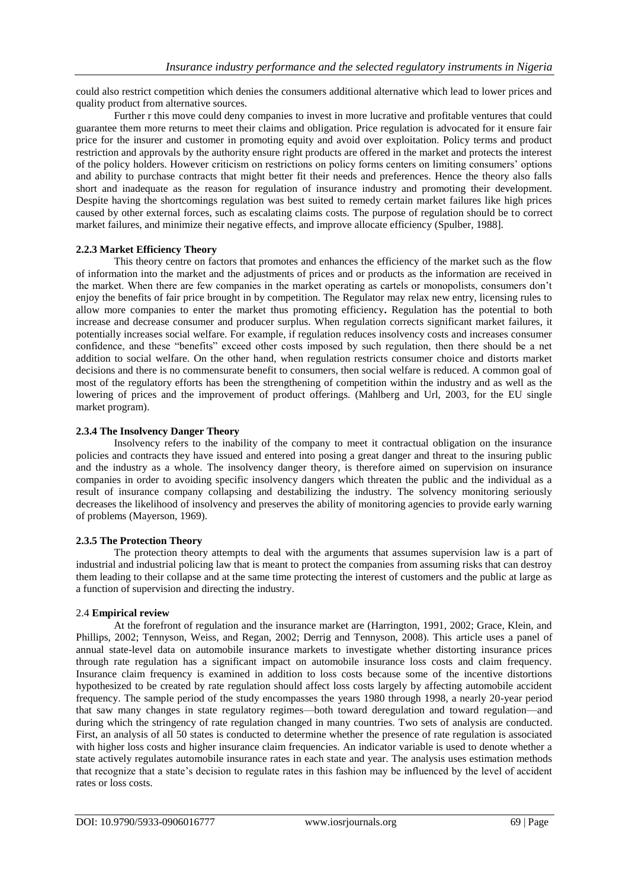could also restrict competition which denies the consumers additional alternative which lead to lower prices and quality product from alternative sources.

Further r this move could deny companies to invest in more lucrative and profitable ventures that could guarantee them more returns to meet their claims and obligation. Price regulation is advocated for it ensure fair price for the insurer and customer in promoting equity and avoid over exploitation. Policy terms and product restriction and approvals by the authority ensure right products are offered in the market and protects the interest of the policy holders. However criticism on restrictions on policy forms centers on limiting consumers' options and ability to purchase contracts that might better fit their needs and preferences. Hence the theory also falls short and inadequate as the reason for regulation of insurance industry and promoting their development. Despite having the shortcomings regulation was best suited to remedy certain market failures like high prices caused by other external forces, such as escalating claims costs. The purpose of regulation should be to correct market failures, and minimize their negative effects, and improve allocate efficiency (Spulber, 1988].

### 2.2.3 Market Efficiency Theory

This theory centre on factors that promotes and enhances the efficiency of the market such as the flow of information into the market and the adjustments of prices and or products as the information are received in the market. When there are few companies in the market operating as cartels or monopolists, consumers don't enjoy the benefits of fair price brought in by competition. The Regulator may relax new entry, licensing rules to allow more companies to enter the market thus promoting efficiency**.** Regulation has the potential to both increase and decrease consumer and producer surplus. When regulation corrects significant market failures, it potentially increases social welfare. For example, if regulation reduces insolvency costs and increases consumer confidence, and these "benefits" exceed other costs imposed by such regulation, then there should be a net addition to social welfare. On the other hand, when regulation restricts consumer choice and distorts market decisions and there is no commensurate benefit to consumers, then social welfare is reduced. A common goal of most of the regulatory efforts has been the strengthening of competition within the industry and as well as the lowering of prices and the improvement of product offerings. (Mahlberg and Url, 2003, for the EU single market program).

### 2.3.4 The Insolvency Danger Theory

Insolvency refers to the inability of the company to meet it contractual obligation on the insurance policies and contracts they have issued and entered into posing a great danger and threat to the insuring public and the industry as a whole. The insolvency danger theory, is therefore aimed on supervision on insurance companies in order to avoiding specific insolvency dangers which threaten the public and the individual as a result of insurance company collapsing and destabilizing the industry. The solvency monitoring seriously decreases the likelihood of insolvency and preserves the ability of monitoring agencies to provide early warning of problems (Mayerson, 1969).

### 2.3.5 The Protection Theory

The protection theory attempts to deal with the arguments that assumes supervision law is a part of industrial and industrial policing law that is meant to protect the companies from assuming risks that can destroy them leading to their collapse and at the same time protecting the interest of customers and the public at large as a function of supervision and directing the industry.

## 2.4 **Empirical review**

At the forefront of regulation and the insurance market are (Harrington, 1991, 2002; Grace, Klein, and Phillips, 2002; Tennyson, Weiss, and Regan, 2002; Derrig and Tennyson, 2008). This article uses a panel of annual state-level data on automobile insurance markets to investigate whether distorting insurance prices through rate regulation has a significant impact on automobile insurance loss costs and claim frequency. Insurance claim frequency is examined in addition to loss costs because some of the incentive distortions hypothesized to be created by rate regulation should affect loss costs largely by affecting automobile accident frequency. The sample period of the study encompasses the years 1980 through 1998, a nearly 20-year period that saw many changes in state regulatory regimes—both toward deregulation and toward regulation—and during which the stringency of rate regulation changed in many countries. Two sets of analysis are conducted. First, an analysis of all 50 states is conducted to determine whether the presence of rate regulation is associated with higher loss costs and higher insurance claim frequencies. An indicator variable is used to denote whether a state actively regulates automobile insurance rates in each state and year. The analysis uses estimation methods that recognize that a state's decision to regulate rates in this fashion may be influenced by the level of accident rates or loss costs.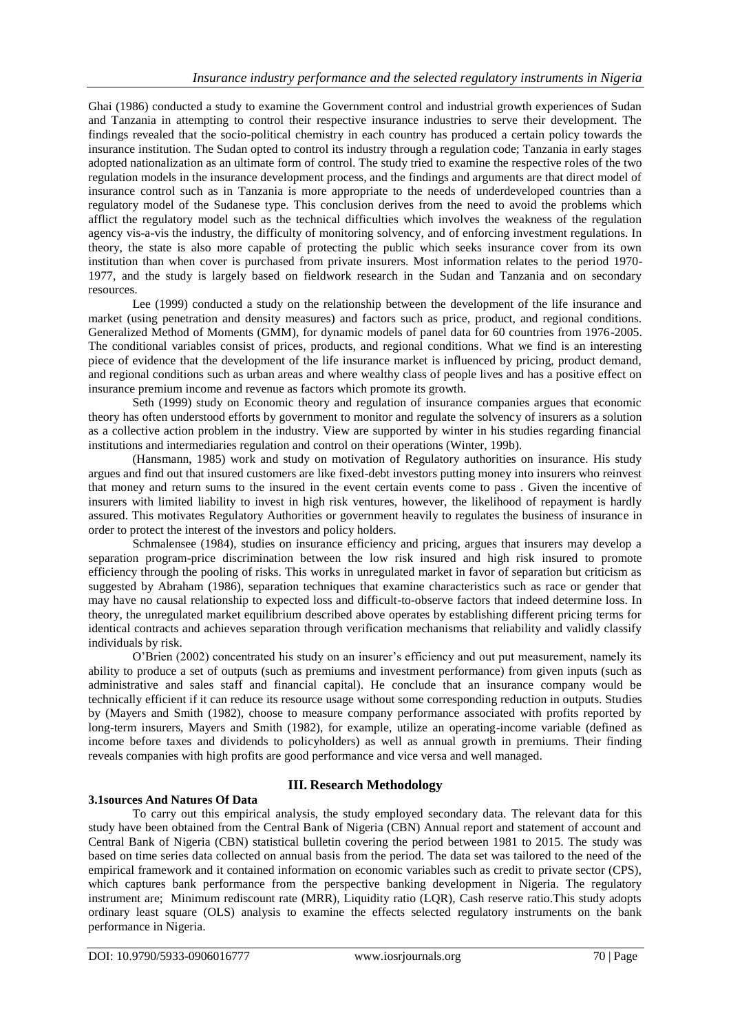Ghai (1986) conducted a study to examine the Government control and industrial growth experiences of Sudan and Tanzania in attempting to control their respective insurance industries to serve their development. The findings revealed that the socio-political chemistry in each country has produced a certain policy towards the insurance institution. The Sudan opted to control its industry through a regulation code; Tanzania in early stages adopted nationalization as an ultimate form of control. The study tried to examine the respective roles of the two regulation models in the insurance development process, and the findings and arguments are that direct model of insurance control such as in Tanzania is more appropriate to the needs of underdeveloped countries than a regulatory model of the Sudanese type. This conclusion derives from the need to avoid the problems which afflict the regulatory model such as the technical difficulties which involves the weakness of the regulation agency vis-a-vis the industry, the difficulty of monitoring solvency, and of enforcing investment regulations. In theory, the state is also more capable of protecting the public which seeks insurance cover from its own institution than when cover is purchased from private insurers. Most information relates to the period 1970-1977, and the study is largely based on fieldwork research in the Sudan and Tanzania and on secondary resources.

Lee (1999) conducted a study on the relationship between the development of the life insurance and market (using penetration and density measures) and factors such as price, product, and regional conditions. Generalized Method of Moments (GMM), for dynamic models of panel data for 60 countries from 1976-2005. The conditional variables consist of prices, products, and regional conditions. What we find is an interesting piece of evidence that the development of the life insurance market is influenced by pricing, product demand, and regional conditions such as urban areas and where wealthy class of people lives and has a positive effect on insurance premium income and revenue as factors which promote its growth.

Seth (1999) study on Economic theory and regulation of insurance companies argues that economic theory has often understood efforts by government to monitor and regulate the solvency of insurers as a solution as a collective action problem in the industry. View are supported by winter in his studies regarding financial institutions and intermediaries regulation and control on their operations (Winter, 199b).

(Hansmann, 1985) work and study on motivation of Regulatory authorities on insurance. His study argues and find out that insured customers are like fixed-debt investors putting money into insurers who reinvest that money and return sums to the insured in the event certain events come to pass . Given the incentive of insurers with limited liability to invest in high risk ventures, however, the likelihood of repayment is hardly assured. This motivates Regulatory Authorities or government heavily to regulates the business of insurance in order to protect the interest of the investors and policy holders.

Schmalensee (1984), studies on insurance efficiency and pricing, argues that insurers may develop a separation program-price discrimination between the low risk insured and high risk insured to promote efficiency through the pooling of risks. This works in unregulated market in favor of separation but criticism as suggested by Abraham (1986), separation techniques that examine characteristics such as race or gender that may have no causal relationship to expected loss and difficult-to-observe factors that indeed determine loss. In theory, the unregulated market equilibrium described above operates by establishing different pricing terms for identical contracts and achieves separation through verification mechanisms that reliability and validly classify individuals by risk.

O'Brien (2002) concentrated his study on an insurer's efficiency and out put measurement, namely its ability to produce a set of outputs (such as premiums and investment performance) from given inputs (such as administrative and sales staff and financial capital). He conclude that an insurance company would be technically efficient if it can reduce its resource usage without some corresponding reduction in outputs. Studies by (Mayers and Smith (1982), choose to measure company performance associated with profits reported by long-term insurers, Mayers and Smith (1982), for example, utilize an operating-income variable (defined as income before taxes and dividends to policyholders) as well as annual growth in premiums. Their finding reveals companies with high profits are good performance and vice versa and well managed.

## III. Research Methodology

### 3.1sources And Natures Of Data

To carry out this empirical analysis, the study employed secondary data. The relevant data for this study have been obtained from the Central Bank of Nigeria (CBN) Annual report and statement of account and Central Bank of Nigeria (CBN) statistical bulletin covering the period between 1981 to 2015. The study was based on time series data collected on annual basis from the period. The data set was tailored to the need of the empirical framework and it contained information on economic variables such as credit to private sector (CPS), which captures bank performance from the perspective banking development in Nigeria. The regulatory instrument are; Minimum rediscount rate (MRR), Liquidity ratio (LQR), Cash reserve ratio.This study adopts ordinary least square (OLS) analysis to examine the effects selected regulatory instruments on the bank performance in Nigeria.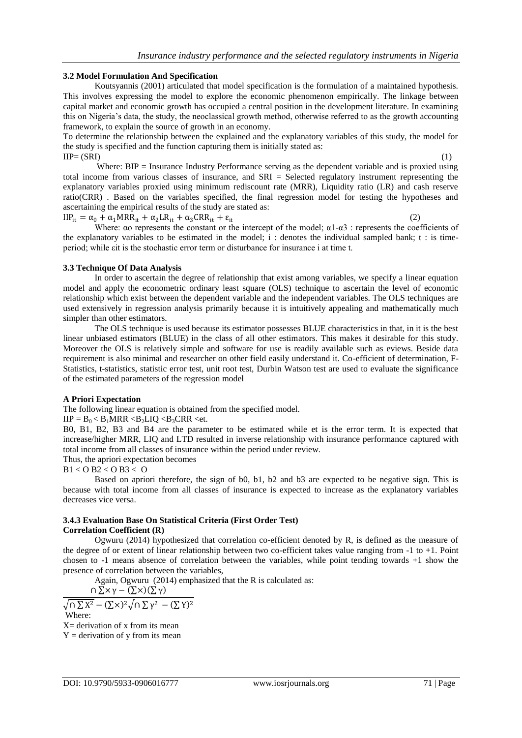### 3.2 Model Formulation And Specification

Koutsyannis (2001) articulated that model specification is the formulation of a maintained hypothesis. This involves expressing the model to explore the economic phenomenon empirically. The linkage between capital market and economic growth has occupied a central position in the development literature. In examining this on Nigeria's data, the study, the neoclassical growth method, otherwise referred to as the growth accounting framework, to explain the source of growth in an economy.

To determine the relationship between the explained and the explanatory variables of this study, the model for the study is specified and the function capturing them is initially stated as:

$$IIP = (SRI) \tag{1}$$

Where: BIP = Insurance Industry Performance serving as the dependent variable and is proxied using total income from various classes of insurance, and SRI = Selected regulatory instrument representing the explanatory variables proxied using minimum rediscount rate (MRR), Liquidity ratio (LR) and cash reserve ratio(CRR) . Based on the variables specified, the final regression model for testing the hypotheses and ascertaining the empirical results of the study are stated as:

$$IIP_{it} = \alpha_0 + \alpha_1 MRR_{it} + \alpha_2 LR_{it} + \alpha_3 CRR_{it} + \varepsilon_{it} \tag{2}$$

Where: αo represents the constant or the intercept of the model; α1-α3 : represents the coefficients of the explanatory variables to be estimated in the model; i : denotes the individual sampled bank; t : is time-period; while εit is the stochastic error term or disturbance for insurance i at time t.

### 3.3 Technique Of Data Analysis

In order to ascertain the degree of relationship that exist among variables, we specify a linear equation model and apply the econometric ordinary least square (OLS) technique to ascertain the level of economic relationship which exist between the dependent variable and the independent variables. The OLS techniques are used extensively in regression analysis primarily because it is intuitively appealing and mathematically much simpler than other estimators.

The OLS technique is used because its estimator possesses BLUE characteristics in that, in it is the best linear unbiased estimators (BLUE) in the class of all other estimators. This makes it desirable for this study. Moreover the OLS is relatively simple and software for use is readily available such as eviews. Beside data requirement is also minimal and researcher on other field easily understand it. Co-efficient of determination, F-Statistics, t-statistics, statistic error test, unit root test, Durbin Watson test are used to evaluate the significance of the estimated parameters of the regression model

**A Priori Expectation**

The following linear equation is obtained from the specified model.

$IIP = B_0 < B_1MRR < B_2LIQ < B_3CRR < et.$

B0, B1, B2, B3 and B4 are the parameter to be estimated while et is the error term. It is expected that increase/higher MRR, LIQ and LTD resulted in inverse relationship with insurance performance captured with total income from all classes of insurance within the period under review.

Thus, the apriori expectation becomes

B1 < O B2 < O B3 < O

Based on apriori therefore, the sign of b0, b1, b2 and b3 are expected to be negative sign. This is because with total income from all classes of insurance is expected to increase as the explanatory variables decreases vice versa.

### 3.4.3 Evaluation Base On Statistical Criteria (First Order Test)

**Correlation Coefficient (R)**

Ogwuru (2014) hypothesized that correlation co-efficient denoted by R, is defined as the measure of the degree of or extent of linear relationship between two co-efficient takes value ranging from -1 to +1. Point chosen to -1 means absence of correlation between the variables, while point tending towards +1 show the presence of correlation between the variables,

Again, Ogwuru (2014) emphasized that the R is calculated as:

$$\frac{\cap \sum \times \gamma - (\sum \times)(\sum \gamma)}{\sqrt{\cap \sum X^2 - (\sum \times)^2}\sqrt{\cap \sum \gamma^2 - (\sum Y)^2}}$$

Where:

X= derivation of x from its mean

Y = derivation of y from its mean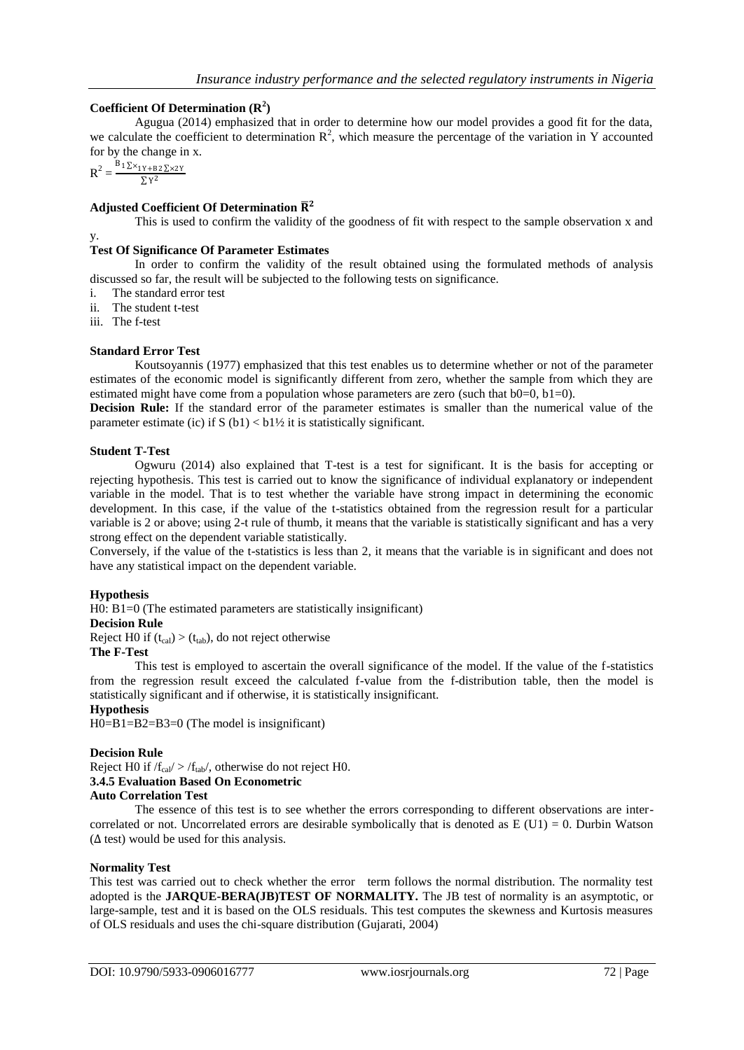### Coefficient Of Determination ($R^2$)

Agugua (2014) emphasized that in order to determine how our model provides a good fit for the data, we calculate the coefficient to determination $R^2$, which measure the percentage of the variation in Y accounted for by the change in x.

$$R^2 = \frac{B_1 \sum x_{1Y+B2} \sum x_{2Y}}{\sum Y^2}$$

### Adjusted Coefficient Of Determination $\bar{R}^2$

This is used to confirm the validity of the goodness of fit with respect to the sample observation x and y.

### Test Of Significance Of Parameter Estimates

In order to confirm the validity of the result obtained using the formulated methods of analysis discussed so far, the result will be subjected to the following tests on significance.

i. The standard error test
ii. The student t-test
iii. The f-test

### Standard Error Test

Koutsoyannis (1977) emphasized that this test enables us to determine whether or not of the parameter estimates of the economic model is significantly different from zero, whether the sample from which they are estimated might have come from a population whose parameters are zero (such that b0=0, b1=0).

**Decision Rule:** If the standard error of the parameter estimates is smaller than the numerical value of the parameter estimate (ic) if S (b1) < b1½ it is statistically significant.

### Student T-Test

Ogwuru (2014) also explained that T-test is a test for significant. It is the basis for accepting or rejecting hypothesis. This test is carried out to know the significance of individual explanatory or independent variable in the model. That is to test whether the variable have strong impact in determining the economic development. In this case, if the value of the t-statistics obtained from the regression result for a particular variable is 2 or above; using 2-t rule of thumb, it means that the variable is statistically significant and has a very strong effect on the dependent variable statistically.

Conversely, if the value of the t-statistics is less than 2, it means that the variable is in significant and does not have any statistical impact on the dependent variable.

**Hypothesis**

H0: B1=0 (The estimated parameters are statistically insignificant)

**Decision Rule**

Reject H0 if $(t_{cal}) > (t_{tab})$, do not reject otherwise

**The F-Test**

This test is employed to ascertain the overall significance of the model. If the value of the f-statistics from the regression result exceed the calculated f-value from the f-distribution table, then the model is statistically significant and if otherwise, it is statistically insignificant.

**Hypothesis**

H0=B1=B2=B3=0 (The model is insignificant)

**Decision Rule**

Reject H0 if $/f_{cal}/ > /f_{tab}/$, otherwise do not reject H0.

### 3.4.5 Evaluation Based On Econometric

**Auto Correlation Test**

The essence of this test is to see whether the errors corresponding to different observations are inter-correlated or not. Uncorrelated errors are desirable symbolically that is denoted as E (U1) = 0. Durbin Watson (Δ test) would be used for this analysis.

**Normality Test**

This test was carried out to check whether the error term follows the normal distribution. The normality test adopted is the **JARQUE-BERA(JB)TEST OF NORMALITY.** The JB test of normality is an asymptotic, or large-sample, test and it is based on the OLS residuals. This test computes the skewness and Kurtosis measures of OLS residuals and uses the chi-square distribution (Gujarati, 2004)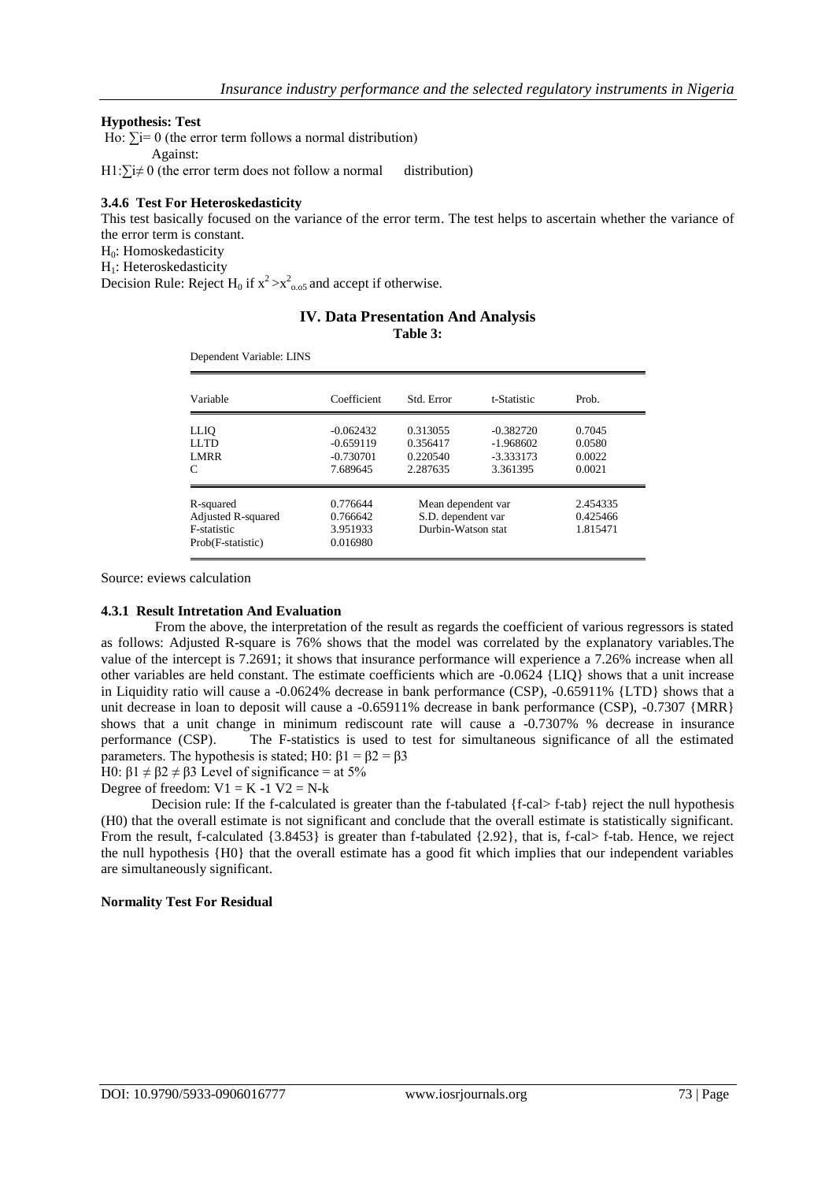**Hypothesis: Test**

Ho: $\sum i = 0$ (the error term follows a normal distribution)

Against:

H1: $\sum i \neq 0$ (the error term does not follow a normal distribution)

### 3.4.6 Test For Heteroskedasticity

This test basically focused on the variance of the error term. The test helps to ascertain whether the variance of the error term is constant.

$H_0$: Homoskedasticity

$H_1$: Heteroskedasticity

Decision Rule: Reject $H_0$ if $x^2 > x^2_{0.05}$ and accept if otherwise.

## IV. Data Presentation And Analysis

**Table 3:**

Dependent Variable: LINS

| Variable | Coefficient | Std. Error | t-Statistic | Prob. |
|---|---|---|---|---|
| LLIQ | -0.062432 | 0.313055 | -0.382720 | 0.7045 |
| LLTD | -0.659119 | 0.356417 | -1.968602 | 0.0580 |
| LMRR | -0.730701 | 0.220540 | -3.333173 | 0.0022 |
| C | 7.689645 | 2.287635 | 3.361395 | 0.0021 |
| R-squared | 0.776644 | Mean dependent var | | 2.454335 |
| Adjusted R-squared | 0.766642 | S.D. dependent var | | 0.425466 |
| F-statistic | 3.951933 | Durbin-Watson stat | | 1.815471 |
| Prob(F-statistic) | 0.016980 | | | |

Source: eviews calculation

### 4.3.1 Result Intretation And Evaluation

From the above, the interpretation of the result as regards the coefficient of various regressors is stated as follows: Adjusted R-square is 76% shows that the model was correlated by the explanatory variables.The value of the intercept is 7.2691; it shows that insurance performance will experience a 7.26% increase when all other variables are held constant. The estimate coefficients which are -0.0624 {LIQ} shows that a unit increase in Liquidity ratio will cause a -0.0624% decrease in bank performance (CSP), -0.65911% {LTD} shows that a unit decrease in loan to deposit will cause a -0.65911% decrease in bank performance (CSP), -0.7307 {MRR} shows that a unit change in minimum rediscount rate will cause a -0.7307% % decrease in insurance performance (CSP). The F-statistics is used to test for simultaneous significance of all the estimated parameters. The hypothesis is stated; H0: $\beta 1 = \beta 2 = \beta 3$

H0: $\beta 1 \neq \beta 2 \neq \beta 3$ Level of significance = at 5%

Degree of freedom: $V1 = K - 1$ $V2 = N - k$

Decision rule: If the f-calculated is greater than the f-tabulated {f-cal> f-tab} reject the null hypothesis (H0) that the overall estimate is not significant and conclude that the overall estimate is statistically significant. From the result, f-calculated {3.8453} is greater than f-tabulated {2.92}, that is, f-cal> f-tab. Hence, we reject the null hypothesis {H0} that the overall estimate has a good fit which implies that our independent variables are simultaneously significant.

**Normality Test For Residual**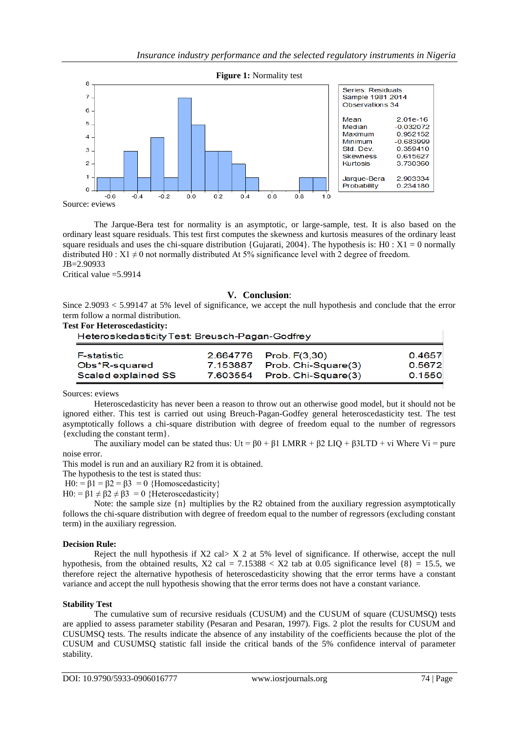**Figure 1:** Normality test

| Series: Residuals | |
|---|---|
| Sample 1981 2014 | |
| Observations 34 | |
| Mean | 2.01e-16 |
| Median | -0.032072 |
| Maximum | 0.952152 |
| Minimum | -0.683999 |
| Std. Dev. | 0.359410 |
| Skewness | 0.615627 |
| Kurtosis | 3.730360 |
| Jarque-Bera | 2.903334 |
| Probability | 0.234180 |

Source: eviews

The Jarque-Bera test for normality is an asymptotic, or large-sample, test. It is also based on the ordinary least square residuals. This test first computes the skewness and kurtosis measures of the ordinary least square residuals and uses the chi-square distribution {Gujarati, 2004}. The hypothesis is: H0 : X1 = 0 normally distributed H0 : X1 ≠ 0 not normally distributed At 5% significance level with 2 degree of freedom.
JB=2.90933
Critical value =5.9914

## V. Conclusion:

Since 2.9093 < 5.99147 at 5% level of significance, we accept the null hypothesis and conclude that the error term follow a normal distribution.

**Test For Heteroscedasticity:**

| Heteroskedasticity Test: Breusch-Pagan-Godfrey | | | |
|---|---|---|---|
| F-statistic | 2.664776 | Prob. F(3,30) | 0.4657 |
| Obs*R-squared | 7.153887 | Prob. Chi-Square(3) | 0.5672 |
| Scaled explained SS | 7.603554 | Prob. Chi-Square(3) | 0.1550 |

Sources: eviews

Heteroscedasticity has never been a reason to throw out an otherwise good model, but it should not be ignored either. This test is carried out using Breuch-Pagan-Godfey general heteroscedasticity test. The test asymptotically follows a chi-square distribution with degree of freedom equal to the number of regressors {excluding the constant term}.

The auxiliary model can be stated thus: Ut = β0 + β1 LMRR + β2 LIQ + β3LTD + vi Where Vi = pure noise error.
This model is run and an auxiliary R2 from it is obtained.
The hypothesis to the test is stated thus:
H0: = β1 = β2 = β3 = 0 {Homoscedasticity}
H0: = β1 ≠ β2 ≠ β3 = 0 {Heteroscedasticity}

Note: the sample size {n} multiplies by the R2 obtained from the auxiliary regression asymptotically follows the chi-square distribution with degree of freedom equal to the number of regressors (excluding constant term) in the auxiliary regression.

**Decision Rule:**

Reject the null hypothesis if X2 cal> X 2 at 5% level of significance. If otherwise, accept the null hypothesis, from the obtained results, X2 cal = 7.15388 < X2 tab at 0.05 significance level {8} = 15.5, we therefore reject the alternative hypothesis of heteroscedasticity showing that the error terms have a constant variance and accept the null hypothesis showing that the error terms does not have a constant variance.

**Stability Test**

The cumulative sum of recursive residuals (CUSUM) and the CUSUM of square (CUSUMSQ) tests are applied to assess parameter stability (Pesaran and Pesaran, 1997). Figs. 2 plot the results for CUSUM and CUSUMSQ tests. The results indicate the absence of any instability of the coefficients because the plot of the CUSUM and CUSUMSQ statistic fall inside the critical bands of the 5% confidence interval of parameter stability.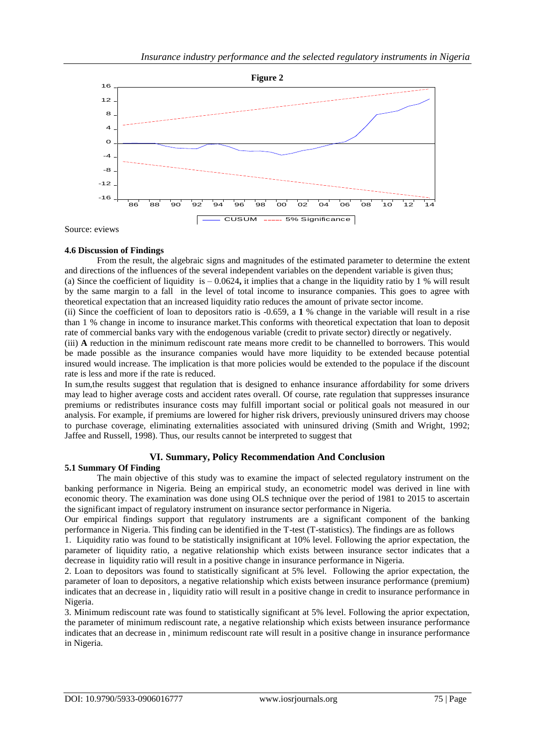**Figure 2**

Source: eviews

#### 4.6 Discussion of Findings

From the result, the algebraic signs and magnitudes of the estimated parameter to determine the extent and directions of the influences of the several independent variables on the dependent variable is given thus;

(a) Since the coefficient of liquidity is – 0.0624**,** it implies that a change in the liquidity ratio by 1 % will result by the same margin to a fall in the level of total income to insurance companies. This goes to agree with theoretical expectation that an increased liquidity ratio reduces the amount of private sector income.

(ii) Since the coefficient of loan to depositors ratio is -0.659, a **1** % change in the variable will result in a rise than 1 % change in income to insurance market.This conforms with theoretical expectation that loan to deposit rate of commercial banks vary with the endogenous variable (credit to private sector) directly or negatively.

(iii) **A** reduction in the minimum rediscount rate means more credit to be channelled to borrowers. This would be made possible as the insurance companies would have more liquidity to be extended because potential insured would increase. The implication is that more policies would be extended to the populace if the discount rate is less and more if the rate is reduced.

In sum,the results suggest that regulation that is designed to enhance insurance affordability for some drivers may lead to higher average costs and accident rates overall. Of course, rate regulation that suppresses insurance premiums or redistributes insurance costs may fulfill important social or political goals not measured in our analysis. For example, if premiums are lowered for higher risk drivers, previously uninsured drivers may choose to purchase coverage, eliminating externalities associated with uninsured driving (Smith and Wright, 1992; Jaffee and Russell, 1998). Thus, our results cannot be interpreted to suggest that

## VI. Summary, Policy Recommendation And Conclusion

#### 5.1 Summary Of Finding

The main objective of this study was to examine the impact of selected regulatory instrument on the banking performance in Nigeria. Being an empirical study, an econometric model was derived in line with economic theory. The examination was done using OLS technique over the period of 1981 to 2015 to ascertain the significant impact of regulatory instrument on insurance sector performance in Nigeria.

Our empirical findings support that regulatory instruments are a significant component of the banking performance in Nigeria. This finding can be identified in the T-test (T-statistics). The findings are as follows

1. Liquidity ratio was found to be statistically insignificant at 10% level. Following the aprior expectation, the parameter of liquidity ratio, a negative relationship which exists between insurance sector indicates that a decrease in liquidity ratio will result in a positive change in insurance performance in Nigeria.
2. Loan to depositors was found to statistically significant at 5% level. Following the aprior expectation, the parameter of loan to depositors, a negative relationship which exists between insurance performance (premium) indicates that an decrease in , liquidity ratio will result in a positive change in credit to insurance performance in Nigeria.
3. Minimum rediscount rate was found to statistically significant at 5% level. Following the aprior expectation, the parameter of minimum rediscount rate, a negative relationship which exists between insurance performance indicates that an decrease in , minimum rediscount rate will result in a positive change in insurance performance in Nigeria.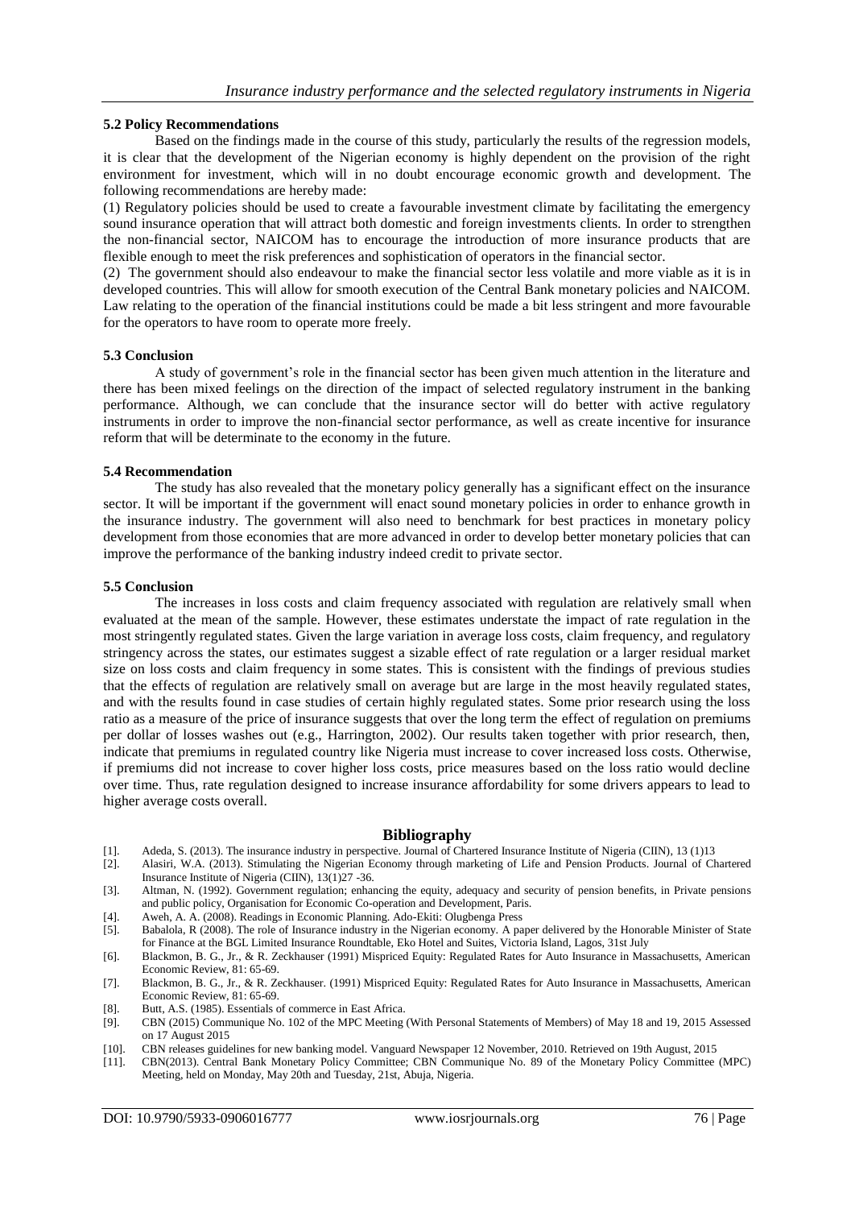### 5.2 Policy Recommendations

Based on the findings made in the course of this study, particularly the results of the regression models, it is clear that the development of the Nigerian economy is highly dependent on the provision of the right environment for investment, which will in no doubt encourage economic growth and development. The following recommendations are hereby made:

(1) Regulatory policies should be used to create a favourable investment climate by facilitating the emergency sound insurance operation that will attract both domestic and foreign investments clients. In order to strengthen the non-financial sector, NAICOM has to encourage the introduction of more insurance products that are flexible enough to meet the risk preferences and sophistication of operators in the financial sector.

(2) The government should also endeavour to make the financial sector less volatile and more viable as it is in developed countries. This will allow for smooth execution of the Central Bank monetary policies and NAICOM. Law relating to the operation of the financial institutions could be made a bit less stringent and more favourable for the operators to have room to operate more freely.

### 5.3 Conclusion

A study of government's role in the financial sector has been given much attention in the literature and there has been mixed feelings on the direction of the impact of selected regulatory instrument in the banking performance. Although, we can conclude that the insurance sector will do better with active regulatory instruments in order to improve the non-financial sector performance, as well as create incentive for insurance reform that will be determinate to the economy in the future.

### 5.4 Recommendation

The study has also revealed that the monetary policy generally has a significant effect on the insurance sector. It will be important if the government will enact sound monetary policies in order to enhance growth in the insurance industry. The government will also need to benchmark for best practices in monetary policy development from those economies that are more advanced in order to develop better monetary policies that can improve the performance of the banking industry indeed credit to private sector.

### 5.5 Conclusion

The increases in loss costs and claim frequency associated with regulation are relatively small when evaluated at the mean of the sample. However, these estimates understate the impact of rate regulation in the most stringently regulated states. Given the large variation in average loss costs, claim frequency, and regulatory stringency across the states, our estimates suggest a sizable effect of rate regulation or a larger residual market size on loss costs and claim frequency in some states. This is consistent with the findings of previous studies that the effects of regulation are relatively small on average but are large in the most heavily regulated states, and with the results found in case studies of certain highly regulated states. Some prior research using the loss ratio as a measure of the price of insurance suggests that over the long term the effect of regulation on premiums per dollar of losses washes out (e.g., Harrington, 2002). Our results taken together with prior research, then, indicate that premiums in regulated country like Nigeria must increase to cover increased loss costs. Otherwise, if premiums did not increase to cover higher loss costs, price measures based on the loss ratio would decline over time. Thus, rate regulation designed to increase insurance affordability for some drivers appears to lead to higher average costs overall.

## Bibliography

[1]. Adeda, S. (2013). The insurance industry in perspective. Journal of Chartered Insurance Institute of Nigeria (CIIN), 13 (1)13

[2]. Alasiri, W.A. (2013). Stimulating the Nigerian Economy through marketing of Life and Pension Products. Journal of Chartered Insurance Institute of Nigeria (CIIN), 13(1)27 -36.

[3]. Altman, N. (1992). Government regulation; enhancing the equity, adequacy and security of pension benefits, in Private pensions and public policy, Organisation for Economic Co-operation and Development, Paris.

[4]. Aweh, A. A. (2008). Readings in Economic Planning. Ado-Ekiti: Olugbenga Press

[5]. Babalola, R (2008). The role of Insurance industry in the Nigerian economy. A paper delivered by the Honorable Minister of State for Finance at the BGL Limited Insurance Roundtable, Eko Hotel and Suites, Victoria Island, Lagos, 31st July

[6]. Blackmon, B. G., Jr., & R. Zeckhauser (1991) Mispriced Equity: Regulated Rates for Auto Insurance in Massachusetts, American Economic Review, 81: 65-69.

[7]. Blackmon, B. G., Jr., & R. Zeckhauser. (1991) Mispriced Equity: Regulated Rates for Auto Insurance in Massachusetts, American Economic Review, 81: 65-69.

[8]. Butt, A.S. (1985). Essentials of commerce in East Africa.

[9]. CBN (2015) Communique No. 102 of the MPC Meeting (With Personal Statements of Members) of May 18 and 19, 2015 Assessed on 17 August 2015

[10]. CBN releases guidelines for new banking model. Vanguard Newspaper 12 November, 2010. Retrieved on 19th August, 2015

[11]. CBN(2013). Central Bank Monetary Policy Committee; CBN Communique No. 89 of the Monetary Policy Committee (MPC) Meeting, held on Monday, May 20th and Tuesday, 21st, Abuja, Nigeria.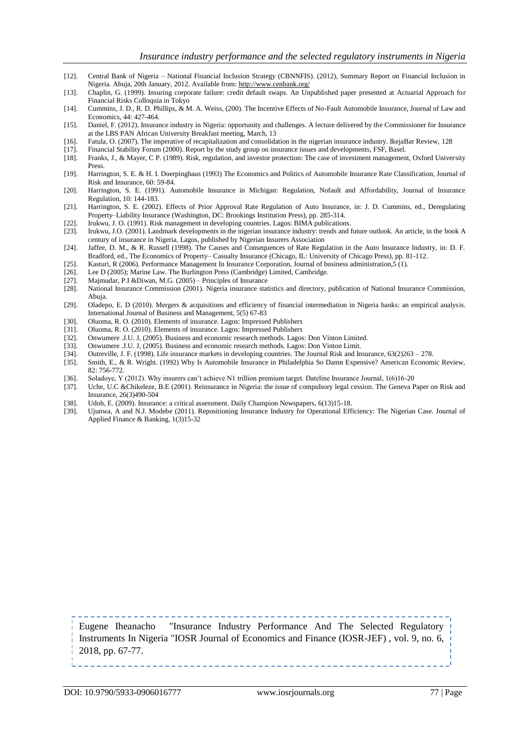[12]. Central Bank of Nigeria – National Financial Inclusion Strategy (CBNNFIS). (2012), Summary Report on Financial Inclusion in Nigeria. Abuja, 20th January, 2012. Available from: http://www.cenbank.org/

[13]. Chaplin, G. (1999). Insuring corporate failure: credit default swaps. An Unpublished paper presented at Actuarial Approach for Financial Risks Colloquia in Tokyo

[14]. Cummins, J. D., R. D. Phillips, & M. A. Weiss, (200). The Incentive Effects of No-Fault Automobile Insurance, Journal of Law and Economics, 44: 427-464.

[15]. Daniel, F. (2012). Insurance industry in Nigeria: opportunity and challenges. A lecture delivered by the Commissioner for Insurance at the LBS PAN African University Breakfast meeting, March, 13

[16]. Fatula, O. (2007). The imperative of recapitalization and consolidation in the nigerian insurance industry. IkejaBar Review, 128

[17]. Financial Stability Forum (2000). Report by the study group on insurance issues and developments, FSF, Basel.

[18]. Franks, J., & Mayer, C P. (1989). Risk, regulation, and investor protection: The case of investment management, Oxford University Press.

[19]. Harrington, S. E. & H. I. Doerpinghaus (1993) The Economics and Politics of Automobile Insurance Rate Classification, Journal of Risk and Insurance, 60: 59-84.

[20]. Harrington, S. E. (1991). Automobile Insurance in Michigan: Regulation, Nofault and Affordability, Journal of Insurance Regulation, 10: 144-183.

[21]. Harrington, S. E. (2002). Effects of Prior Approval Rate Regulation of Auto Insurance, in: J. D. Cummins, ed., Deregulating Property–Liability Insurance (Washington, DC: Brookings Institution Press), pp. 285-314.

[22]. Irukwu, J. O. (1991). Risk management in developing countries. Lagos: BIMA publications.

[23]. Irukwu, J.O. (2001). Landmark developments in the nigerian insurance industry: trends and future outlook. An article, in the book A century of insurance in Nigeria, Lagos, published by Nigerian Insurers Association

[24]. Jaffee, D. M., & R. Russell (1998). The Causes and Consequences of Rate Regulation in the Auto Insurance Industry, in: D. F. Bradford, ed., The Economics of Property– Casualty Insurance (Chicago, IL: University of Chicago Press), pp. 81-112.

[25]. Kasturi, R (2006). Performance Management In Insurance Corporation, Journal of business administration,5 (1).

[26]. Lee D (2005); Marine Law. The Burlington Press (Cambridge) Limited, Cambridge.

[27]. Majmudar, P.I &Diwan, M.G. (2005) – Principles of Insurance

[28]. National Insurance Commission (2001). Nigeria insurance statistics and directory, publication of National Insurance Commission, Abuja.

[29]. Oladepo, E. D (2010). Mergers & acquisitions and efficiency of financial intermediation in Nigeria banks: an empirical analysis. International Journal of Business and Management, 5(5) 67-83

[30]. Oluoma, R. O. (2010). Elements of insurance. Lagos: Impressed Publishers

[31]. Oluoma, R. O. (2010). Elements of insurance. Lagos: Impressed Publishers

[32]. Onwumere .J.U. J, (2005). Business and economic research methods. Lagos: Don Vinton Limited.

[33]. Onwumere .J.U. J, (2005). Business and economic research methods. Lagos: Don Vinton Limit.

[34]. Outreville, J. F. (1998). Life insurance markets in developing countries. The Journal Risk and Insurance, 63(2)263 – 278.

[35]. Smith, E., & R. Wright. (1992) Why Is Automobile Insurance in Philadelphia So Damn Expensive? American Economic Review, 82: 756-772.

[36]. Soladoye, Y (2012). Why insurers can't achieve N1 trillion premium target. Dateline Insurance Journal, 1(6)16-20

[37]. Uche, U.C &Chikeleze, B.E (2001). Reinsurance in Nigeria: the issue of compulsory legal cession. The Geneva Paper on Risk and Insurance, 26(3)490-504

[38]. Udoh, E. (2009). Insurance: a critical assessment. Daily Champion Newspapers, 6(13)15-18.

[39]. Ujunwa, A and N.J. Modebe (2011). Repositioning Insurance Industry for Operational Efficiency: The Nigerian Case. Journal of Applied Finance & Banking, 1(3)15-32

Eugene Iheanacho "Insurance Industry Performance And The Selected Regulatory Instruments In Nigeria "IOSR Journal of Economics and Finance (IOSR-JEF) , vol. 9, no. 6, 2018, pp. 67-77.